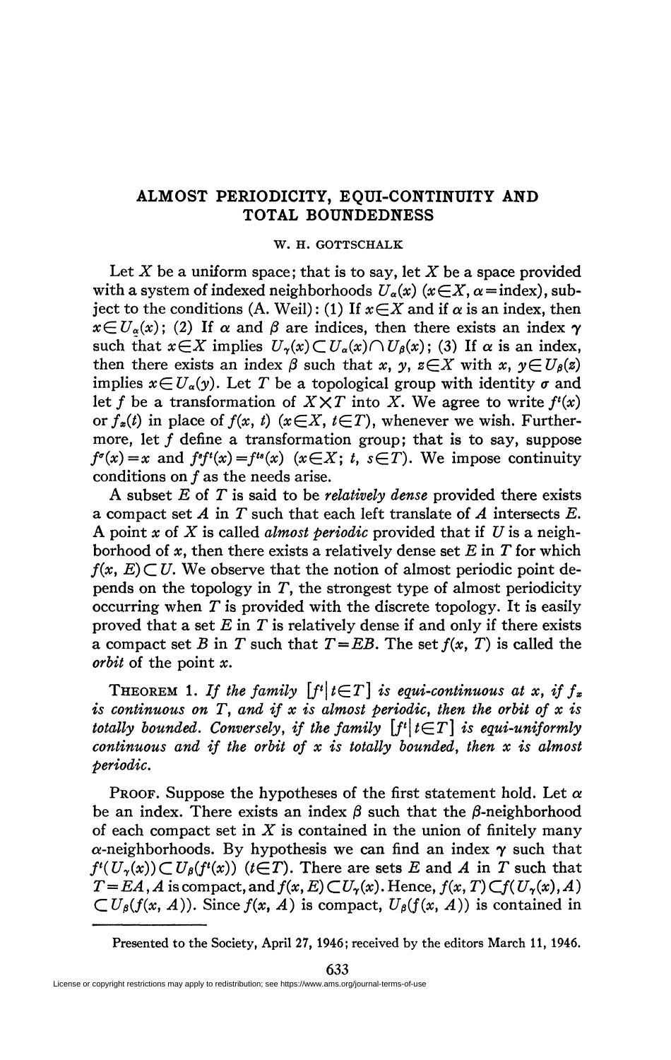# ALMOST PERIODICITY, EQUI-CONTINUITY AND TOTAL BOUNDEDNESS

W. H. GOTTSCHALK

Let $X$ be a uniform space; that is to say, let $X$ be a space provided with a system of indexed neighborhoods $U_\alpha(x)$ ($x \in X$, $\alpha =$ index), subject to the conditions (A. Weil): (1) If $x \in X$ and if $\alpha$ is an index, then $x \in U_\alpha(x)$; (2) If $\alpha$ and $\beta$ are indices, then there exists an index $\gamma$ such that $x \in X$ implies $U_\gamma(x) \subset U_\alpha(x) \cap U_\beta(x)$; (3) If $\alpha$ is an index, then there exists an index $\beta$ such that $x, y, z \in X$ with $x, y \in U_\beta(z)$ implies $x \in U_\alpha(y)$. Let $T$ be a topological group with identity $\sigma$ and let $f$ be a transformation of $X \times T$ into $X$. We agree to write $f^t(x)$ or $f_x(t)$ in place of $f(x, t)$ ($x \in X$, $t \in T$), whenever we wish. Furthermore, let $f$ define a transformation group; that is to say, suppose $f^\sigma(x) = x$ and $f^s f^t(x) = f^{ts}(x)$ ($x \in X$; $t, s \in T$). We impose continuity conditions on $f$ as the needs arise.

A subset $E$ of $T$ is said to be *relatively dense* provided there exists a compact set $A$ in $T$ such that each left translate of $A$ intersects $E$. A point $x$ of $X$ is called *almost periodic* provided that if $U$ is a neighborhood of $x$, then there exists a relatively dense set $E$ in $T$ for which $f(x, E) \subset U$. We observe that the notion of almost periodic point depends on the topology in $T$, the strongest type of almost periodicity occurring when $T$ is provided with the discrete topology. It is easily proved that a set $E$ in $T$ is relatively dense if and only if there exists a compact set $B$ in $T$ such that $T = EB$. The set $f(x, T)$ is called the *orbit* of the point $x$.

THEOREM 1. *If the family $[f^t | t \in T]$ is equi-continuous at $x$, if $f_x$ is continuous on $T$, and if $x$ is almost periodic, then the orbit of $x$ is totally bounded. Conversely, if the family $[f^t | t \in T]$ is equi-uniformly continuous and if the orbit of $x$ is totally bounded, then $x$ is almost periodic.*

PROOF. Suppose the hypotheses of the first statement hold. Let $\alpha$ be an index. There exists an index $\beta$ such that the $\beta$-neighborhood of each compact set in $X$ is contained in the union of finitely many $\alpha$-neighborhoods. By hypothesis we can find an index $\gamma$ such that $f^t(U_\gamma(x)) \subset U_\beta(f^t(x))$ ($t \in T$). There are sets $E$ and $A$ in $T$ such that $T = EA$, $A$ is compact, and $f(x, E) \subset U_\gamma(x)$. Hence, $f(x, T) \subset f(U_\gamma(x), A) \subset U_\beta(f(x, A))$. Since $f(x, A)$ is compact, $U_\beta(f(x, A))$ is contained in

Presented to the Society, April 27, 1946; received by the editors March 11, 1946.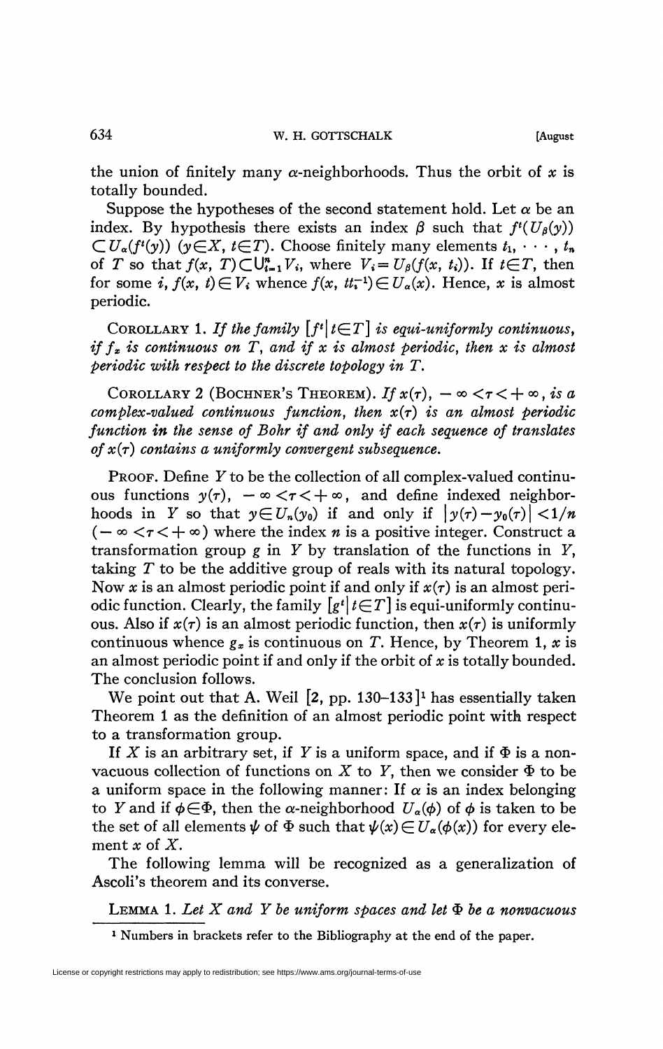the union of finitely many $\alpha$-neighborhoods. Thus the orbit of $x$ is totally bounded.

Suppose the hypotheses of the second statement hold. Let $\alpha$ be an index. By hypothesis there exists an index $\beta$ such that $f^t(U_\beta(y)) \subset U_\alpha(f^t(y))$ $(y \in X, t \in T)$. Choose finitely many elements $t_1, \cdots, t_n$ of $T$ so that $f(x, T) \subset \bigcup_{i=1}^n V_i$, where $V_i = U_\beta(f(x, t_i))$. If $t \in T$, then for some $i$, $f(x, t) \in V_i$ whence $f(x, tt_i^{-1}) \in U_\alpha(x)$. Hence, $x$ is almost periodic.

COROLLARY 1. *If the family $[f^t | t \in T]$ is equi-uniformly continuous, if $f_x$ is continuous on $T$, and if $x$ is almost periodic, then $x$ is almost periodic with respect to the discrete topology in $T$.*

COROLLARY 2 (BOCHNER'S THEOREM). *If $x(\tau)$, $-\infty < \tau < +\infty$, is a complex-valued continuous function, then $x(\tau)$ is an almost periodic function in the sense of Bohr if and only if each sequence of translates of $x(\tau)$ contains a uniformly convergent subsequence.*

PROOF. Define $Y$ to be the collection of all complex-valued continuous functions $y(\tau)$, $-\infty < \tau < +\infty$, and define indexed neighborhoods in $Y$ so that $y \in U_n(y_0)$ if and only if $|y(\tau) - y_0(\tau)| < 1/n$ $(-\infty < \tau < +\infty)$ where the index $n$ is a positive integer. Construct a transformation group $g$ in $Y$ by translation of the functions in $Y$, taking $T$ to be the additive group of reals with its natural topology. Now $x$ is an almost periodic point if and only if $x(\tau)$ is an almost periodic function. Clearly, the family $[g^t | t \in T]$ is equi-uniformly continuous. Also if $x(\tau)$ is an almost periodic function, then $x(\tau)$ is uniformly continuous whence $g_x$ is continuous on $T$. Hence, by Theorem 1, $x$ is an almost periodic point if and only if the orbit of $x$ is totally bounded. The conclusion follows.

We point out that A. Weil [2, pp. 130–133][1] has essentially taken Theorem 1 as the definition of an almost periodic point with respect to a transformation group.

If $X$ is an arbitrary set, if $Y$ is a uniform space, and if $\Phi$ is a nonvacuous collection of functions on $X$ to $Y$, then we consider $\Phi$ to be a uniform space in the following manner: If $\alpha$ is an index belonging to $Y$ and if $\phi \in \Phi$, then the $\alpha$-neighborhood $U_\alpha(\phi)$ of $\phi$ is taken to be the set of all elements $\psi$ of $\Phi$ such that $\psi(x) \in U_\alpha(\phi(x))$ for every element $x$ of $X$.

The following lemma will be recognized as a generalization of Ascoli's theorem and its converse.

LEMMA 1. *Let $X$ and $Y$ be uniform spaces and let $\Phi$ be a nonvacuous*

[1] Numbers in brackets refer to the Bibliography at the end of the paper.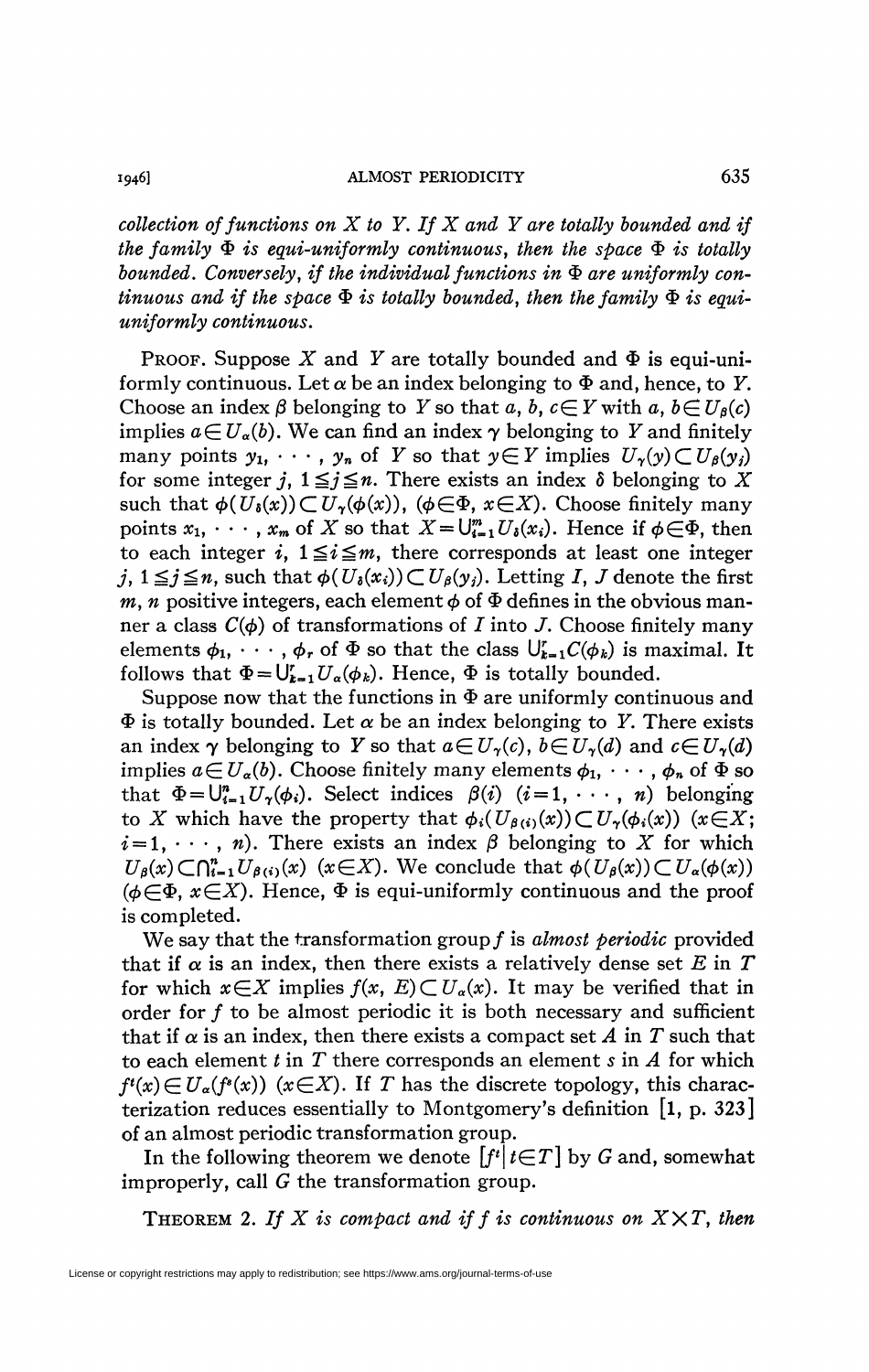*collection of functions on $X$ to $Y$. If $X$ and $Y$ are totally bounded and if the family $\Phi$ is equi-uniformly continuous, then the space $\Phi$ is totally bounded. Conversely, if the individual functions in $\Phi$ are uniformly continuous and if the space $\Phi$ is totally bounded, then the family $\Phi$ is equi-uniformly continuous.*

PROOF. Suppose $X$ and $Y$ are totally bounded and $\Phi$ is equi-uniformly continuous. Let $\alpha$ be an index belonging to $\Phi$ and, hence, to $Y$. Choose an index $\beta$ belonging to $Y$ so that $a, b, c \in Y$ with $a, b \in U_\beta(c)$ implies $a \in U_\alpha(b)$. We can find an index $\gamma$ belonging to $Y$ and finitely many points $y_1, \cdots, y_n$ of $Y$ so that $y \in Y$ implies $U_\gamma(y) \subset U_\beta(y_j)$ for some integer $j$, $1 \leqq j \leqq n$. There exists an index $\delta$ belonging to $X$ such that $\phi(U_\delta(x)) \subset U_\gamma(\phi(x))$, $(\phi \in \Phi, x \in X)$. Choose finitely many points $x_1, \cdots, x_m$ of $X$ so that $X = \bigcup_{i=1}^m U_\delta(x_i)$. Hence if $\phi \in \Phi$, then to each integer $i$, $1 \leqq i \leqq m$, there corresponds at least one integer $j$, $1 \leqq j \leqq n$, such that $\phi(U_\delta(x_i)) \subset U_\beta(y_j)$. Letting $I$, $J$ denote the first $m$, $n$ positive integers, each element $\phi$ of $\Phi$ defines in the obvious manner a class $C(\phi)$ of transformations of $I$ into $J$. Choose finitely many elements $\phi_1, \cdots, \phi_r$ of $\Phi$ so that the class $\bigcup_{k=1}^r C(\phi_k)$ is maximal. It follows that $\Phi = \bigcup_{k=1}^r U_\alpha(\phi_k)$. Hence, $\Phi$ is totally bounded.

Suppose now that the functions in $\Phi$ are uniformly continuous and $\Phi$ is totally bounded. Let $\alpha$ be an index belonging to $Y$. There exists an index $\gamma$ belonging to $Y$ so that $a \in U_\gamma(c)$, $b \in U_\gamma(d)$ and $c \in U_\gamma(d)$ implies $a \in U_\alpha(b)$. Choose finitely many elements $\phi_1, \cdots, \phi_n$ of $\Phi$ so that $\Phi = \bigcup_{i=1}^n U_\gamma(\phi_i)$. Select indices $\beta(i)$ $(i = 1, \cdots, n)$ belonging to $X$ which have the property that $\phi_i(U_{\beta(i)}(x)) \subset U_\gamma(\phi_i(x))$ $(x \in X; i = 1, \cdots, n)$. There exists an index $\beta$ belonging to $X$ for which $U_\beta(x) \subset \bigcap_{i=1}^n U_{\beta(i)}(x)$ $(x \in X)$. We conclude that $\phi(U_\beta(x)) \subset U_\alpha(\phi(x))$ $(\phi \in \Phi, x \in X)$. Hence, $\Phi$ is equi-uniformly continuous and the proof is completed.

We say that the transformation group $f$ is *almost periodic* provided that if $\alpha$ is an index, then there exists a relatively dense set $E$ in $T$ for which $x \in X$ implies $f(x, E) \subset U_\alpha(x)$. It may be verified that in order for $f$ to be almost periodic it is both necessary and sufficient that if $\alpha$ is an index, then there exists a compact set $A$ in $T$ such that to each element $t$ in $T$ there corresponds an element $s$ in $A$ for which $f^t(x) \in U_\alpha(f^s(x))$ $(x \in X)$. If $T$ has the discrete topology, this characterization reduces essentially to Montgomery's definition [1, p. 323] of an almost periodic transformation group.

In the following theorem we denote $[f^t | t \in T]$ by $G$ and, somewhat improperly, call $G$ the transformation group.

THEOREM 2. *If $X$ is compact and if $f$ is continuous on $X \times T$, then*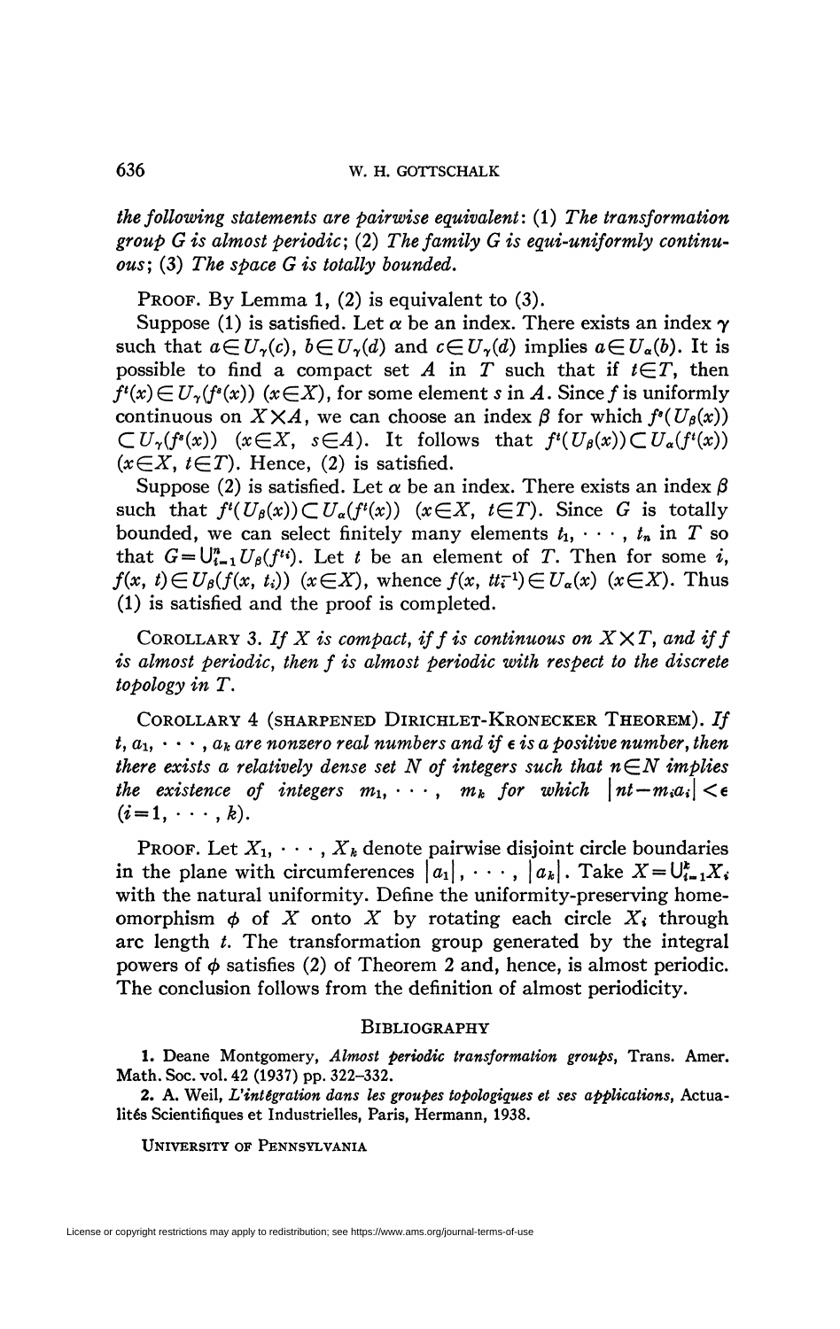*the following statements are pairwise equivalent*: (1) *The transformation group $G$ is almost periodic*; (2) *The family $G$ is equi-uniformly continuous*; (3) *The space $G$ is totally bounded.*

PROOF. By Lemma 1, (2) is equivalent to (3).

Suppose (1) is satisfied. Let $\alpha$ be an index. There exists an index $\gamma$ such that $a \in U_\gamma(c)$, $b \in U_\gamma(d)$ and $c \in U_\gamma(d)$ implies $a \in U_\alpha(b)$. It is possible to find a compact set $A$ in $T$ such that if $t \in T$, then $f^t(x) \in U_\gamma(f^s(x))$ $(x \in X)$, for some element $s$ in $A$. Since $f$ is uniformly continuous on $X \times A$, we can choose an index $\beta$ for which $f^s(U_\beta(x)) \subset U_\gamma(f^s(x))$ $(x \in X,\ s \in A)$. It follows that $f^t(U_\beta(x)) \subset U_\alpha(f^t(x))$ $(x \in X,\ t \in T)$. Hence, (2) is satisfied.

Suppose (2) is satisfied. Let $\alpha$ be an index. There exists an index $\beta$ such that $f^t(U_\beta(x)) \subset U_\alpha(f^t(x))$ $(x \in X,\ t \in T)$. Since $G$ is totally bounded, we can select finitely many elements $t_1, \cdots, t_n$ in $T$ so that $G = \bigcup_{i=1}^n U_\beta(f^{t_i})$. Let $t$ be an element of $T$. Then for some $i$, $f(x, t) \in U_\beta(f(x, t_i))$ $(x \in X)$, whence $f(x, tt_i^{-1}) \in U_\alpha(x)$ $(x \in X)$. Thus (1) is satisfied and the proof is completed.

COROLLARY 3. *If $X$ is compact, if $f$ is continuous on $X \times T$, and if $f$ is almost periodic, then $f$ is almost periodic with respect to the discrete topology in $T$.*

COROLLARY 4 (SHARPENED DIRICHLET-KRONECKER THEOREM). *If $t, a_1, \cdots, a_k$ are nonzero real numbers and if $\epsilon$ is a positive number, then there exists a relatively dense set $N$ of integers such that $n \in N$ implies the existence of integers $m_1, \cdots, m_k$ for which $|nt - m_i a_i| < \epsilon$ $(i = 1, \cdots, k)$.*

PROOF. Let $X_1, \cdots, X_k$ denote pairwise disjoint circle boundaries in the plane with circumferences $|a_1|, \cdots, |a_k|$. Take $X = \bigcup_{i=1}^k X_i$ with the natural uniformity. Define the uniformity-preserving homeomorphism $\phi$ of $X$ onto $X$ by rotating each circle $X_i$ through arc length $t$. The transformation group generated by the integral powers of $\phi$ satisfies (2) of Theorem 2 and, hence, is almost periodic. The conclusion follows from the definition of almost periodicity.

## BIBLIOGRAPHY

1. Deane Montgomery, *Almost periodic transformation groups*, Trans. Amer. Math. Soc. vol. 42 (1937) pp. 322–332.

2. A. Weil, *L'intégration dans les groupes topologiques et ses applications*, Actualités Scientifiques et Industrielles, Paris, Hermann, 1938.

UNIVERSITY OF PENNSYLVANIA